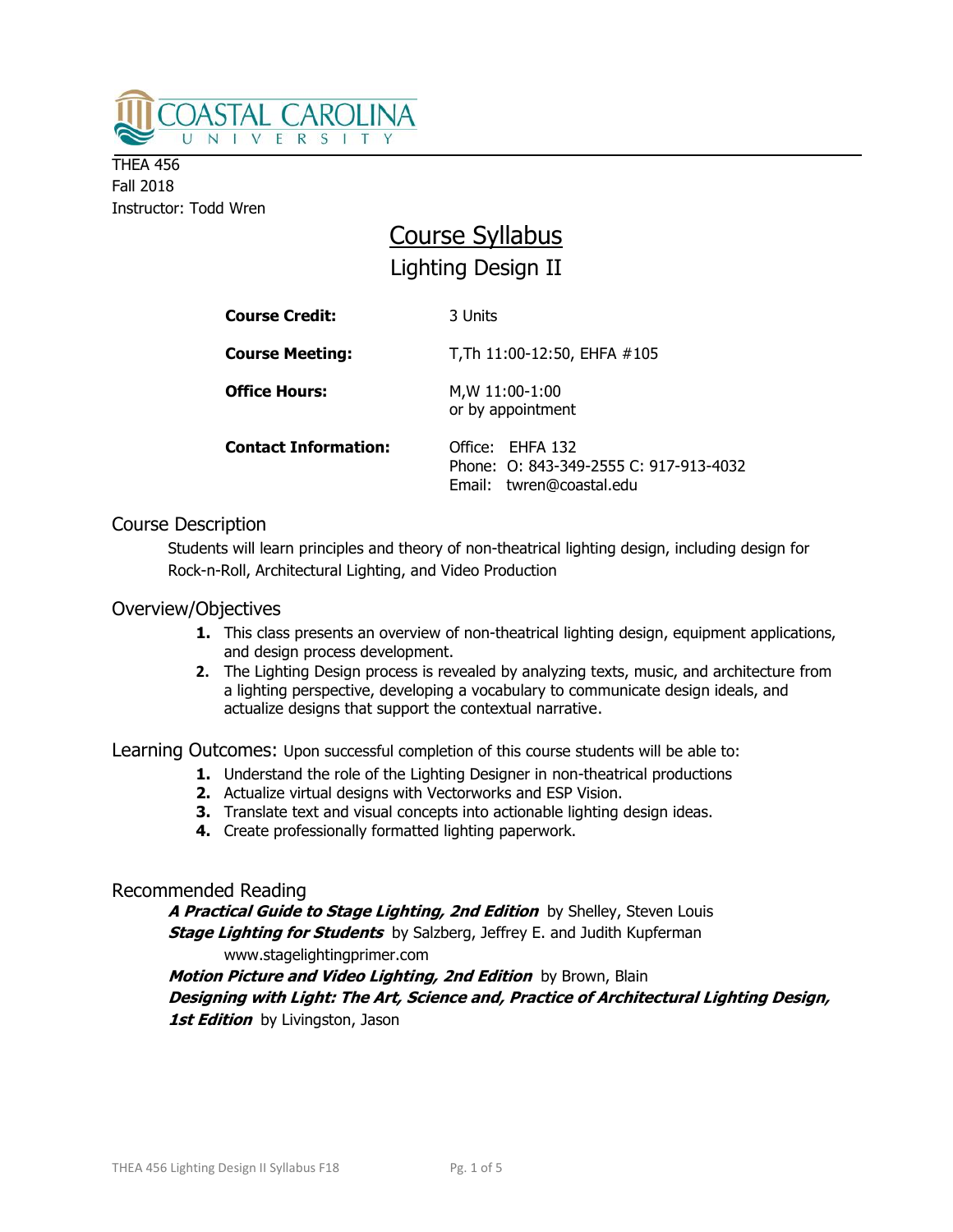COASTAL CAROLINA UNIVERSITY

THEA 456
Fall 2018
Instructor: Todd Wren

# Course Syllabus

## Lighting Design II

| | |
|---|---|
| **Course Credit:** | 3 Units |
| **Course Meeting:** | T,Th 11:00-12:50, EHFA #105 |
| **Office Hours:** | M,W 11:00-1:00<br>or by appointment |
| **Contact Information:** | Office: EHFA 132<br>Phone: O: 843-349-2555 C: 917-913-4032<br>Email: twren@coastal.edu |

### Course Description

Students will learn principles and theory of non-theatrical lighting design, including design for Rock-n-Roll, Architectural Lighting, and Video Production

### Overview/Objectives

1. This class presents an overview of non-theatrical lighting design, equipment applications, and design process development.
2. The Lighting Design process is revealed by analyzing texts, music, and architecture from a lighting perspective, developing a vocabulary to communicate design ideals, and actualize designs that support the contextual narrative.

### Learning Outcomes: Upon successful completion of this course students will be able to:

1. Understand the role of the Lighting Designer in non-theatrical productions
2. Actualize virtual designs with Vectorworks and ESP Vision.
3. Translate text and visual concepts into actionable lighting design ideas.
4. Create professionally formatted lighting paperwork.

### Recommended Reading

***A Practical Guide to Stage Lighting, 2nd Edition*** by Shelley, Steven Louis
***Stage Lighting for Students*** by Salzberg, Jeffrey E. and Judith Kupferman
www.stagelightingprimer.com
***Motion Picture and Video Lighting, 2nd Edition*** by Brown, Blain
***Designing with Light: The Art, Science and, Practice of Architectural Lighting Design, 1st Edition*** by Livingston, Jason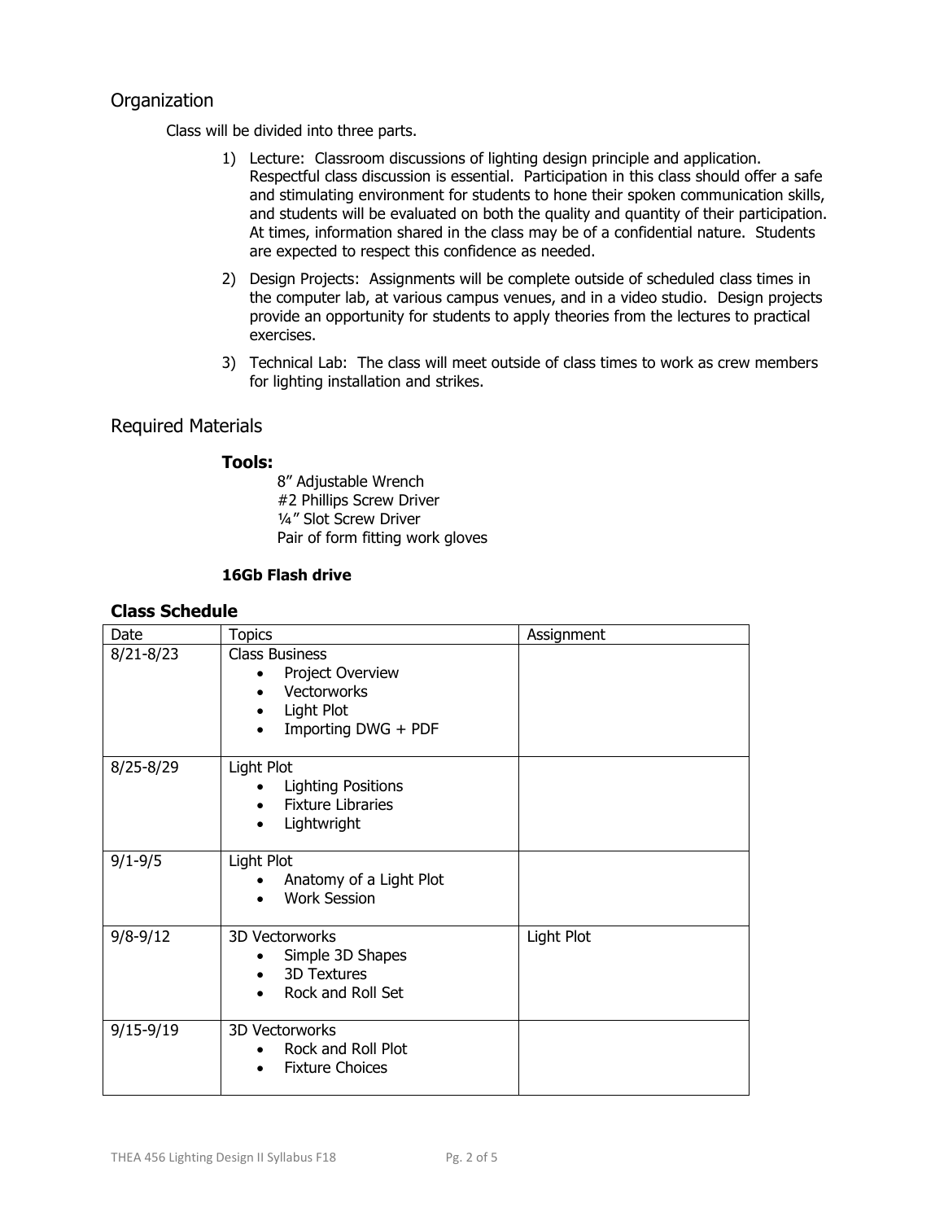## Organization

Class will be divided into three parts.

1) Lecture: Classroom discussions of lighting design principle and application. Respectful class discussion is essential. Participation in this class should offer a safe and stimulating environment for students to hone their spoken communication skills, and students will be evaluated on both the quality and quantity of their participation. At times, information shared in the class may be of a confidential nature. Students are expected to respect this confidence as needed.
2) Design Projects: Assignments will be complete outside of scheduled class times in the computer lab, at various campus venues, and in a video studio. Design projects provide an opportunity for students to apply theories from the lectures to practical exercises.
3) Technical Lab: The class will meet outside of class times to work as crew members for lighting installation and strikes.

## Required Materials

### Tools:

8" Adjustable Wrench
#2 Phillips Screw Driver
¼" Slot Screw Driver
Pair of form fitting work gloves

**16Gb Flash drive**

### Class Schedule

| Date | Topics | Assignment |
|---|---|---|
| 8/21-8/23 | Class Business<br>• Project Overview<br>• Vectorworks<br>• Light Plot<br>• Importing DWG + PDF | |
| 8/25-8/29 | Light Plot<br>• Lighting Positions<br>• Fixture Libraries<br>• Lightwright | |
| 9/1-9/5 | Light Plot<br>• Anatomy of a Light Plot<br>• Work Session | |
| 9/8-9/12 | 3D Vectorworks<br>• Simple 3D Shapes<br>• 3D Textures<br>• Rock and Roll Set | Light Plot |
| 9/15-9/19 | 3D Vectorworks<br>• Rock and Roll Plot<br>• Fixture Choices | |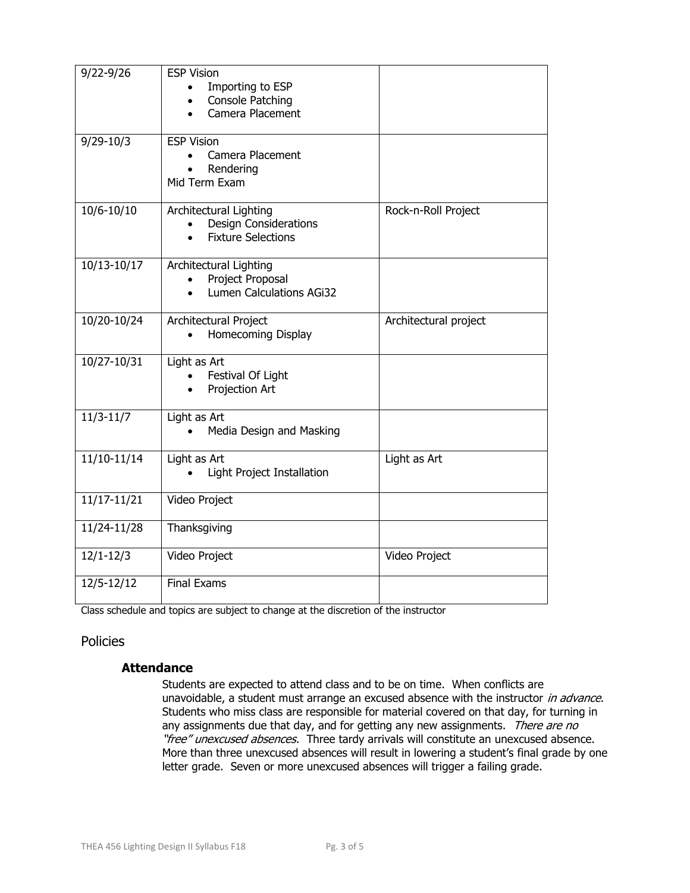| | | |
|---|---|---|
| 9/22-9/26 | ESP Vision<br>• Importing to ESP<br>• Console Patching<br>• Camera Placement | |
| 9/29-10/3 | ESP Vision<br>• Camera Placement<br>• Rendering<br>Mid Term Exam | |
| 10/6-10/10 | Architectural Lighting<br>• Design Considerations<br>• Fixture Selections | Rock-n-Roll Project |
| 10/13-10/17 | Architectural Lighting<br>• Project Proposal<br>• Lumen Calculations AGi32 | |
| 10/20-10/24 | Architectural Project<br>• Homecoming Display | Architectural project |
| 10/27-10/31 | Light as Art<br>• Festival Of Light<br>• Projection Art | |
| 11/3-11/7 | Light as Art<br>• Media Design and Masking | |
| 11/10-11/14 | Light as Art<br>• Light Project Installation | Light as Art |
| 11/17-11/21 | Video Project | |
| 11/24-11/28 | Thanksgiving | |
| 12/1-12/3 | Video Project | Video Project |
| 12/5-12/12 | Final Exams | |

Class schedule and topics are subject to change at the discretion of the instructor

## Policies

### Attendance

Students are expected to attend class and to be on time. When conflicts are unavoidable, a student must arrange an excused absence with the instructor *in advance*. Students who miss class are responsible for material covered on that day, for turning in any assignments due that day, and for getting any new assignments. *There are no "free" unexcused absences*. Three tardy arrivals will constitute an unexcused absence. More than three unexcused absences will result in lowering a student's final grade by one letter grade. Seven or more unexcused absences will trigger a failing grade.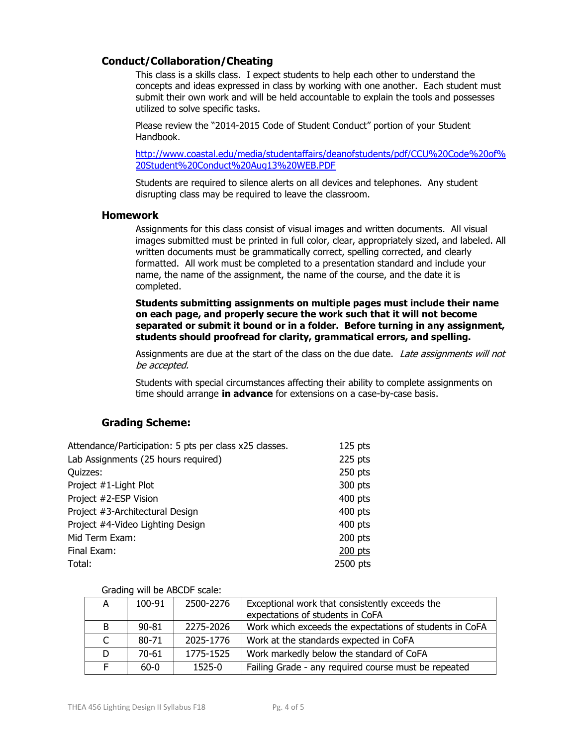### Conduct/Collaboration/Cheating

This class is a skills class. I expect students to help each other to understand the concepts and ideas expressed in class by working with one another. Each student must submit their own work and will be held accountable to explain the tools and possesses utilized to solve specific tasks.

Please review the "2014-2015 Code of Student Conduct" portion of your Student Handbook.

http://www.coastal.edu/media/studentaffairs/deanofstudents/pdf/CCU%20Code%20of%20Student%20Conduct%20Aug13%20WEB.PDF

Students are required to silence alerts on all devices and telephones. Any student disrupting class may be required to leave the classroom.

### Homework

Assignments for this class consist of visual images and written documents. All visual images submitted must be printed in full color, clear, appropriately sized, and labeled. All written documents must be grammatically correct, spelling corrected, and clearly formatted. All work must be completed to a presentation standard and include your name, the name of the assignment, the name of the course, and the date it is completed.

**Students submitting assignments on multiple pages must include their name on each page, and properly secure the work such that it will not become separated or submit it bound or in a folder. Before turning in any assignment, students should proofread for clarity, grammatical errors, and spelling.**

Assignments are due at the start of the class on the due date. *Late assignments will not be accepted.*

Students with special circumstances affecting their ability to complete assignments on time should arrange **in advance** for extensions on a case-by-case basis.

### Grading Scheme:

| | |
|---|---|
| Attendance/Participation: 5 pts per class x25 classes. | 125 pts |
| Lab Assignments (25 hours required) | 225 pts |
| Quizzes: | 250 pts |
| Project #1-Light Plot | 300 pts |
| Project #2-ESP Vision | 400 pts |
| Project #3-Architectural Design | 400 pts |
| Project #4-Video Lighting Design | 400 pts |
| Mid Term Exam: | 200 pts |
| Final Exam: | 200 pts |
| Total: | 2500 pts |

Grading will be ABCDF scale:

| | | | |
|---|---|---|---|
| A | 100-91 | 2500-2276 | Exceptional work that consistently exceeds the expectations of students in CoFA |
| B | 90-81 | 2275-2026 | Work which exceeds the expectations of students in CoFA |
| C | 80-71 | 2025-1776 | Work at the standards expected in CoFA |
| D | 70-61 | 1775-1525 | Work markedly below the standard of CoFA |
| F | 60-0 | 1525-0 | Failing Grade - any required course must be repeated |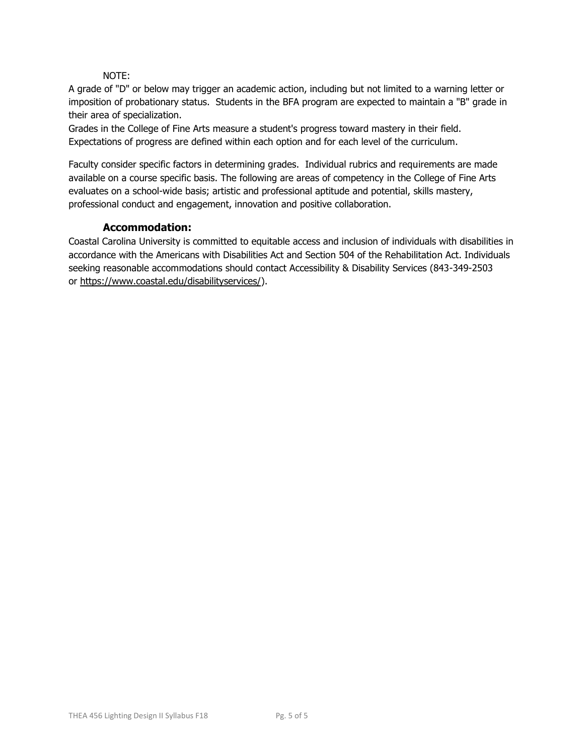NOTE:

A grade of "D" or below may trigger an academic action, including but not limited to a warning letter or imposition of probationary status. Students in the BFA program are expected to maintain a "B" grade in their area of specialization.
Grades in the College of Fine Arts measure a student's progress toward mastery in their field. Expectations of progress are defined within each option and for each level of the curriculum.

Faculty consider specific factors in determining grades. Individual rubrics and requirements are made available on a course specific basis. The following are areas of competency in the College of Fine Arts evaluates on a school-wide basis; artistic and professional aptitude and potential, skills mastery, professional conduct and engagement, innovation and positive collaboration.

### Accommodation:

Coastal Carolina University is committed to equitable access and inclusion of individuals with disabilities in accordance with the Americans with Disabilities Act and Section 504 of the Rehabilitation Act. Individuals seeking reasonable accommodations should contact Accessibility & Disability Services (843-349-2503 or https://www.coastal.edu/disabilityservices/).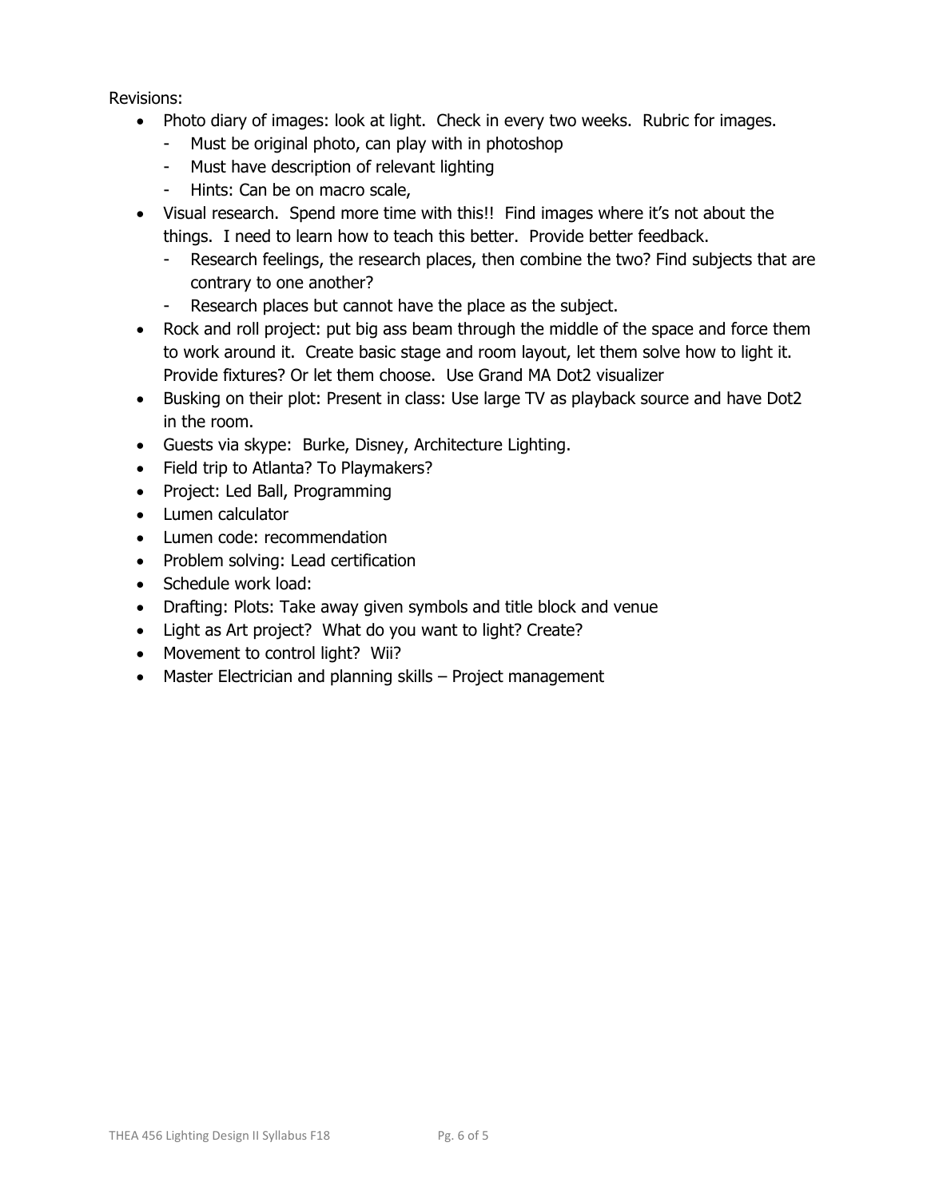Revisions:

- Photo diary of images: look at light. Check in every two weeks. Rubric for images.
  - Must be original photo, can play with in photoshop
  - Must have description of relevant lighting
  - Hints: Can be on macro scale,
- Visual research. Spend more time with this!! Find images where it's not about the things. I need to learn how to teach this better. Provide better feedback.
  - Research feelings, the research places, then combine the two? Find subjects that are contrary to one another?
  - Research places but cannot have the place as the subject.
- Rock and roll project: put big ass beam through the middle of the space and force them to work around it. Create basic stage and room layout, let them solve how to light it. Provide fixtures? Or let them choose. Use Grand MA Dot2 visualizer
- Busking on their plot: Present in class: Use large TV as playback source and have Dot2 in the room.
- Guests via skype: Burke, Disney, Architecture Lighting.
- Field trip to Atlanta? To Playmakers?
- Project: Led Ball, Programming
- Lumen calculator
- Lumen code: recommendation
- Problem solving: Lead certification
- Schedule work load:
- Drafting: Plots: Take away given symbols and title block and venue
- Light as Art project? What do you want to light? Create?
- Movement to control light? Wii?
- Master Electrician and planning skills – Project management